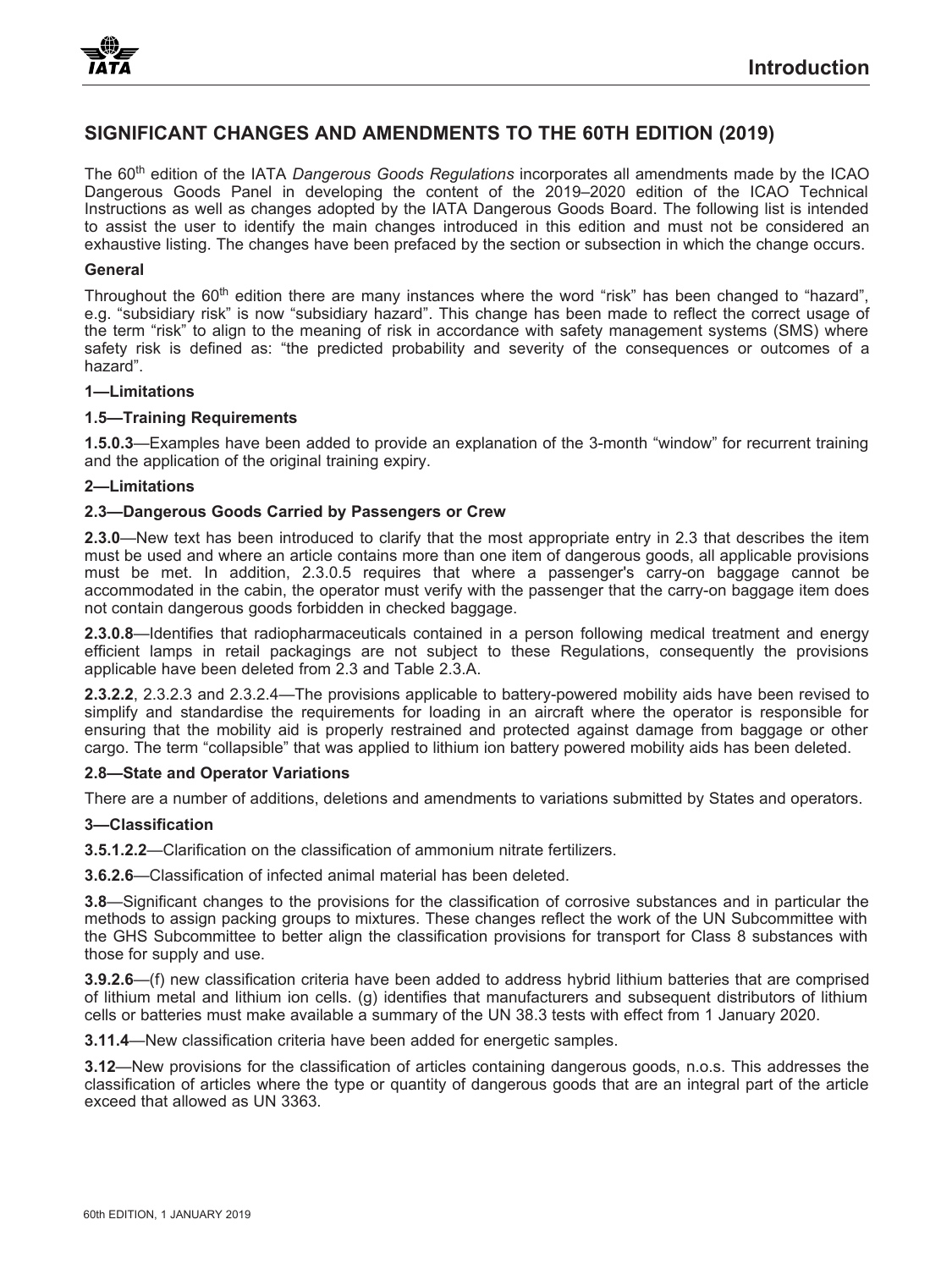## SIGNIFICANT CHANGES AND AMENDMENTS TO THE 60TH EDITION (2019)

The 60th edition of the IATA *Dangerous Goods Regulations* incorporates all amendments made by the ICAO Dangerous Goods Panel in developing the content of the 2019–2020 edition of the ICAO Technical Instructions as well as changes adopted by the IATA Dangerous Goods Board. The following list is intended to assist the user to identify the main changes introduced in this edition and must not be considered an exhaustive listing. The changes have been prefaced by the section or subsection in which the change occurs.

**General**

Throughout the 60th edition there are many instances where the word "risk" has been changed to "hazard", e.g. "subsidiary risk" is now "subsidiary hazard". This change has been made to reflect the correct usage of the term "risk" to align to the meaning of risk in accordance with safety management systems (SMS) where safety risk is defined as: "the predicted probability and severity of the consequences or outcomes of a hazard".

**1—Limitations**

**1.5—Training Requirements**

**1.5.0.3**—Examples have been added to provide an explanation of the 3-month "window" for recurrent training and the application of the original training expiry.

**2—Limitations**

**2.3—Dangerous Goods Carried by Passengers or Crew**

**2.3.0**—New text has been introduced to clarify that the most appropriate entry in 2.3 that describes the item must be used and where an article contains more than one item of dangerous goods, all applicable provisions must be met. In addition, 2.3.0.5 requires that where a passenger's carry-on baggage cannot be accommodated in the cabin, the operator must verify with the passenger that the carry-on baggage item does not contain dangerous goods forbidden in checked baggage.

**2.3.0.8**—Identifies that radiopharmaceuticals contained in a person following medical treatment and energy efficient lamps in retail packagings are not subject to these Regulations, consequently the provisions applicable have been deleted from 2.3 and Table 2.3.A.

**2.3.2.2**, 2.3.2.3 and 2.3.2.4—The provisions applicable to battery-powered mobility aids have been revised to simplify and standardise the requirements for loading in an aircraft where the operator is responsible for ensuring that the mobility aid is properly restrained and protected against damage from baggage or other cargo. The term "collapsible" that was applied to lithium ion battery powered mobility aids has been deleted.

**2.8—State and Operator Variations**

There are a number of additions, deletions and amendments to variations submitted by States and operators.

**3—Classification**

**3.5.1.2.2**—Clarification on the classification of ammonium nitrate fertilizers.

**3.6.2.6**—Classification of infected animal material has been deleted.

**3.8**—Significant changes to the provisions for the classification of corrosive substances and in particular the methods to assign packing groups to mixtures. These changes reflect the work of the UN Subcommittee with the GHS Subcommittee to better align the classification provisions for transport for Class 8 substances with those for supply and use.

**3.9.2.6**—(f) new classification criteria have been added to address hybrid lithium batteries that are comprised of lithium metal and lithium ion cells. (g) identifies that manufacturers and subsequent distributors of lithium cells or batteries must make available a summary of the UN 38.3 tests with effect from 1 January 2020.

**3.11.4**—New classification criteria have been added for energetic samples.

**3.12**—New provisions for the classification of articles containing dangerous goods, n.o.s. This addresses the classification of articles where the type or quantity of dangerous goods that are an integral part of the article exceed that allowed as UN 3363.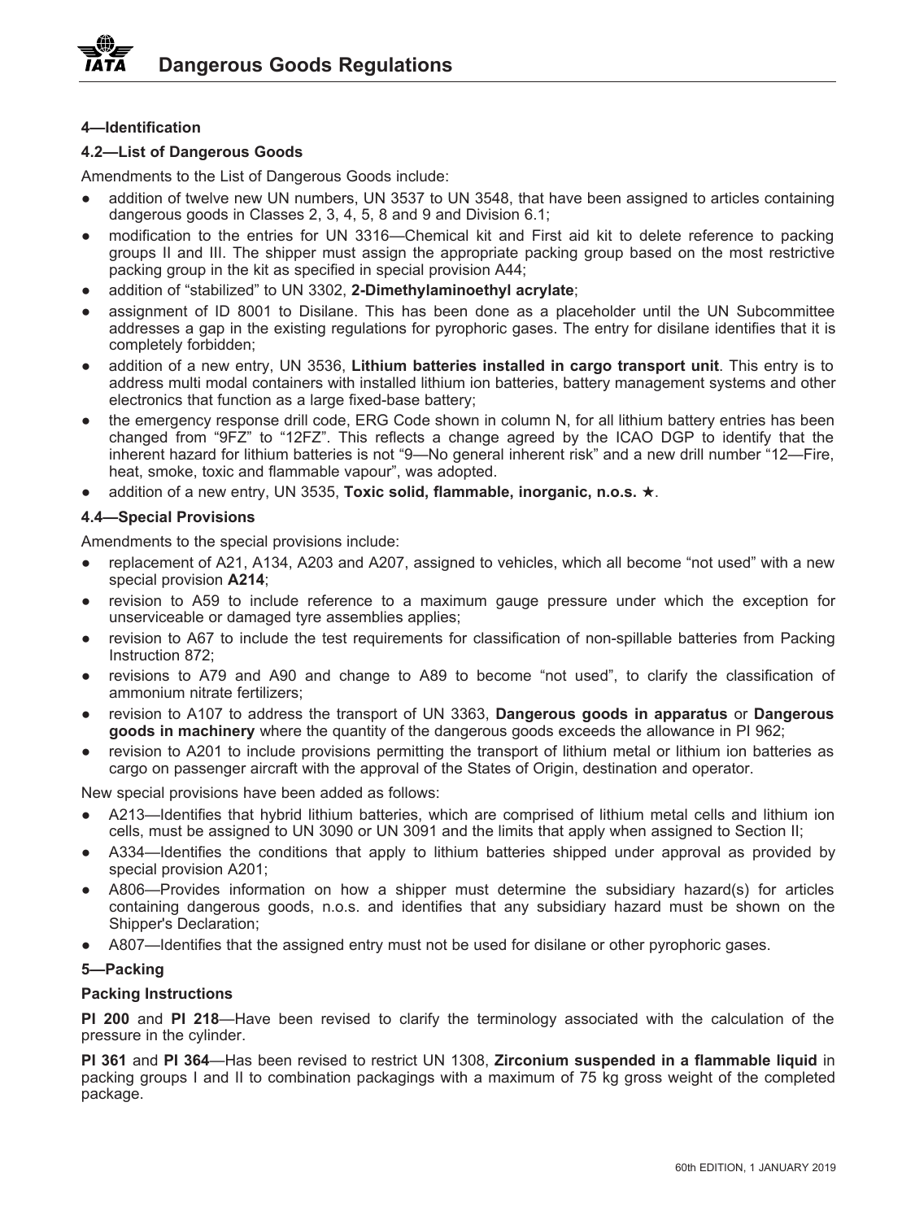## 4—Identification

### 4.2—List of Dangerous Goods

Amendments to the List of Dangerous Goods include:

- addition of twelve new UN numbers, UN 3537 to UN 3548, that have been assigned to articles containing dangerous goods in Classes 2, 3, 4, 5, 8 and 9 and Division 6.1;
- modification to the entries for UN 3316—Chemical kit and First aid kit to delete reference to packing groups II and III. The shipper must assign the appropriate packing group based on the most restrictive packing group in the kit as specified in special provision A44;
- addition of "stabilized" to UN 3302, **2-Dimethylaminoethyl acrylate**;
- assignment of ID 8001 to Disilane. This has been done as a placeholder until the UN Subcommittee addresses a gap in the existing regulations for pyrophoric gases. The entry for disilane identifies that it is completely forbidden;
- addition of a new entry, UN 3536, **Lithium batteries installed in cargo transport unit**. This entry is to address multi modal containers with installed lithium ion batteries, battery management systems and other electronics that function as a large fixed-base battery;
- the emergency response drill code, ERG Code shown in column N, for all lithium battery entries has been changed from "9FZ" to "12FZ". This reflects a change agreed by the ICAO DGP to identify that the inherent hazard for lithium batteries is not "9—No general inherent risk" and a new drill number "12—Fire, heat, smoke, toxic and flammable vapour", was adopted.
- addition of a new entry, UN 3535, **Toxic solid, flammable, inorganic, n.o.s. ★**.

### 4.4—Special Provisions

Amendments to the special provisions include:

- replacement of A21, A134, A203 and A207, assigned to vehicles, which all become "not used" with a new special provision **A214**;
- revision to A59 to include reference to a maximum gauge pressure under which the exception for unserviceable or damaged tyre assemblies applies;
- revision to A67 to include the test requirements for classification of non-spillable batteries from Packing Instruction 872;
- revisions to A79 and A90 and change to A89 to become "not used", to clarify the classification of ammonium nitrate fertilizers;
- revision to A107 to address the transport of UN 3363, **Dangerous goods in apparatus** or **Dangerous goods in machinery** where the quantity of the dangerous goods exceeds the allowance in PI 962;
- revision to A201 to include provisions permitting the transport of lithium metal or lithium ion batteries as cargo on passenger aircraft with the approval of the States of Origin, destination and operator.

New special provisions have been added as follows:

- A213—Identifies that hybrid lithium batteries, which are comprised of lithium metal cells and lithium ion cells, must be assigned to UN 3090 or UN 3091 and the limits that apply when assigned to Section II;
- A334—Identifies the conditions that apply to lithium batteries shipped under approval as provided by special provision A201;
- A806—Provides information on how a shipper must determine the subsidiary hazard(s) for articles containing dangerous goods, n.o.s. and identifies that any subsidiary hazard must be shown on the Shipper's Declaration;
- A807—Identifies that the assigned entry must not be used for disilane or other pyrophoric gases.

## 5—Packing

### Packing Instructions

**PI 200** and **PI 218**—Have been revised to clarify the terminology associated with the calculation of the pressure in the cylinder.

**PI 361** and **PI 364**—Has been revised to restrict UN 1308, **Zirconium suspended in a flammable liquid** in packing groups I and II to combination packagings with a maximum of 75 kg gross weight of the completed package.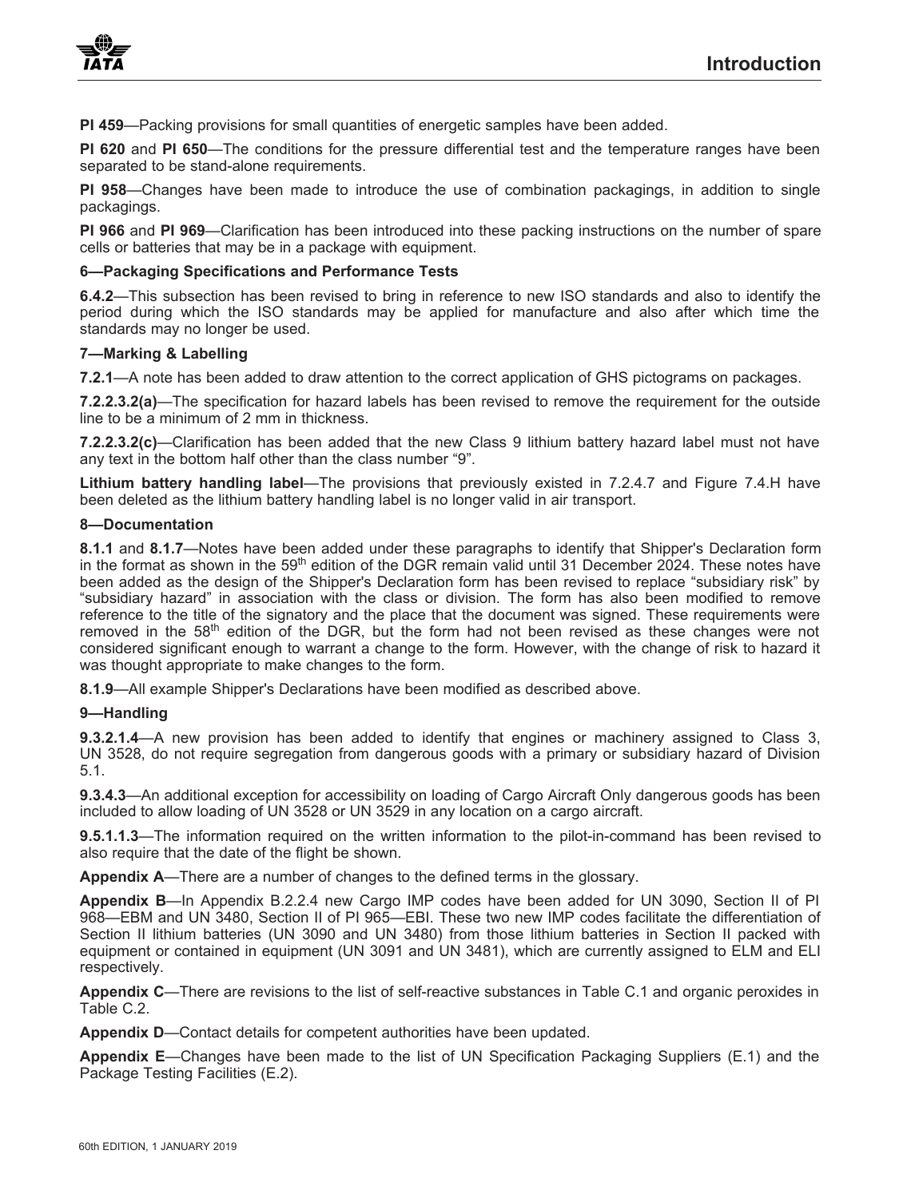**PI 459**—Packing provisions for small quantities of energetic samples have been added.

**PI 620** and **PI 650**—The conditions for the pressure differential test and the temperature ranges have been separated to be stand-alone requirements.

**PI 958**—Changes have been made to introduce the use of combination packagings, in addition to single packagings.

**PI 966** and **PI 969**—Clarification has been introduced into these packing instructions on the number of spare cells or batteries that may be in a package with equipment.

**6—Packaging Specifications and Performance Tests**

**6.4.2**—This subsection has been revised to bring in reference to new ISO standards and also to identify the period during which the ISO standards may be applied for manufacture and also after which time the standards may no longer be used.

**7—Marking & Labelling**

**7.2.1**—A note has been added to draw attention to the correct application of GHS pictograms on packages.

**7.2.2.3.2(a)**—The specification for hazard labels has been revised to remove the requirement for the outside line to be a minimum of 2 mm in thickness.

**7.2.2.3.2(c)**—Clarification has been added that the new Class 9 lithium battery hazard label must not have any text in the bottom half other than the class number "9".

**Lithium battery handling label**—The provisions that previously existed in 7.2.4.7 and Figure 7.4.H have been deleted as the lithium battery handling label is no longer valid in air transport.

**8—Documentation**

**8.1.1** and **8.1.7**—Notes have been added under these paragraphs to identify that Shipper's Declaration form in the format as shown in the 59th edition of the DGR remain valid until 31 December 2024. These notes have been added as the design of the Shipper's Declaration form has been revised to replace "subsidiary risk" by "subsidiary hazard" in association with the class or division. The form has also been modified to remove reference to the title of the signatory and the place that the document was signed. These requirements were removed in the 58th edition of the DGR, but the form had not been revised as these changes were not considered significant enough to warrant a change to the form. However, with the change of risk to hazard it was thought appropriate to make changes to the form.

**8.1.9**—All example Shipper's Declarations have been modified as described above.

**9—Handling**

**9.3.2.1.4**—A new provision has been added to identify that engines or machinery assigned to Class 3, UN 3528, do not require segregation from dangerous goods with a primary or subsidiary hazard of Division 5.1.

**9.3.4.3**—An additional exception for accessibility on loading of Cargo Aircraft Only dangerous goods has been included to allow loading of UN 3528 or UN 3529 in any location on a cargo aircraft.

**9.5.1.1.3**—The information required on the written information to the pilot-in-command has been revised to also require that the date of the flight be shown.

**Appendix A**—There are a number of changes to the defined terms in the glossary.

**Appendix B**—In Appendix B.2.2.4 new Cargo IMP codes have been added for UN 3090, Section II of PI 968—EBM and UN 3480, Section II of PI 965—EBI. These two new IMP codes facilitate the differentiation of Section II lithium batteries (UN 3090 and UN 3480) from those lithium batteries in Section II packed with equipment or contained in equipment (UN 3091 and UN 3481), which are currently assigned to ELM and ELI respectively.

**Appendix C**—There are revisions to the list of self-reactive substances in Table C.1 and organic peroxides in Table C.2.

**Appendix D**—Contact details for competent authorities have been updated.

**Appendix E**—Changes have been made to the list of UN Specification Packaging Suppliers (E.1) and the Package Testing Facilities (E.2).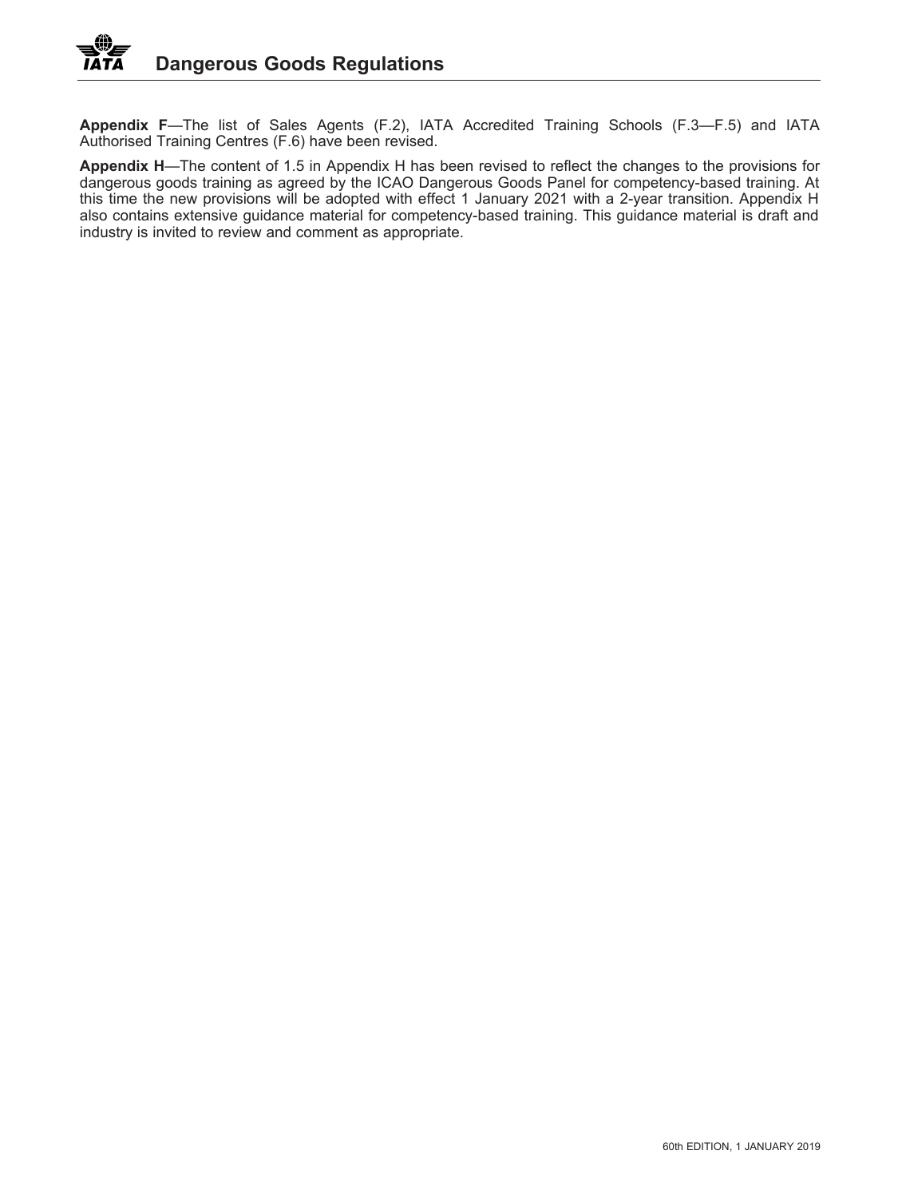**Appendix F**—The list of Sales Agents (F.2), IATA Accredited Training Schools (F.3—F.5) and IATA Authorised Training Centres (F.6) have been revised.

**Appendix H**—The content of 1.5 in Appendix H has been revised to reflect the changes to the provisions for dangerous goods training as agreed by the ICAO Dangerous Goods Panel for competency-based training. At this time the new provisions will be adopted with effect 1 January 2021 with a 2-year transition. Appendix H also contains extensive guidance material for competency-based training. This guidance material is draft and industry is invited to review and comment as appropriate.